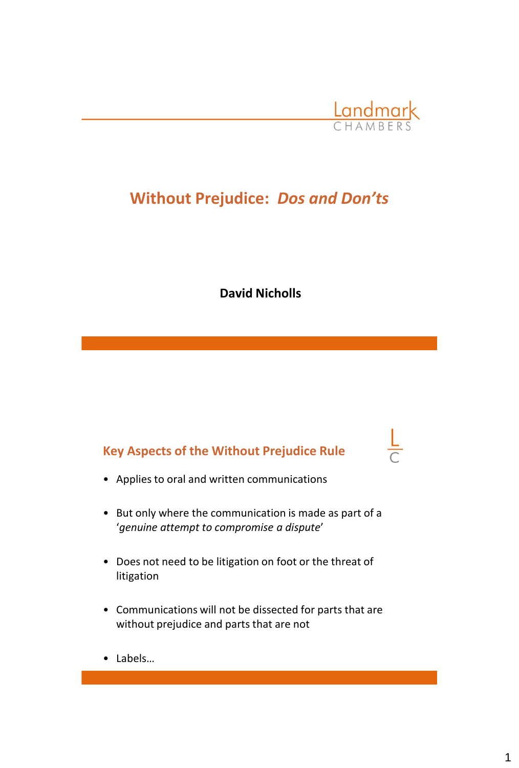Landmark CHAMBERS

# Without Prejudice: *Dos and Don'ts*

**David Nicholls**

## Key Aspects of the Without Prejudice Rule

- Applies to oral and written communications
- But only where the communication is made as part of a '*genuine attempt to compromise a dispute*'
- Does not need to be litigation on foot or the threat of litigation
- Communications will not be dissected for parts that are without prejudice and parts that are not
- Labels…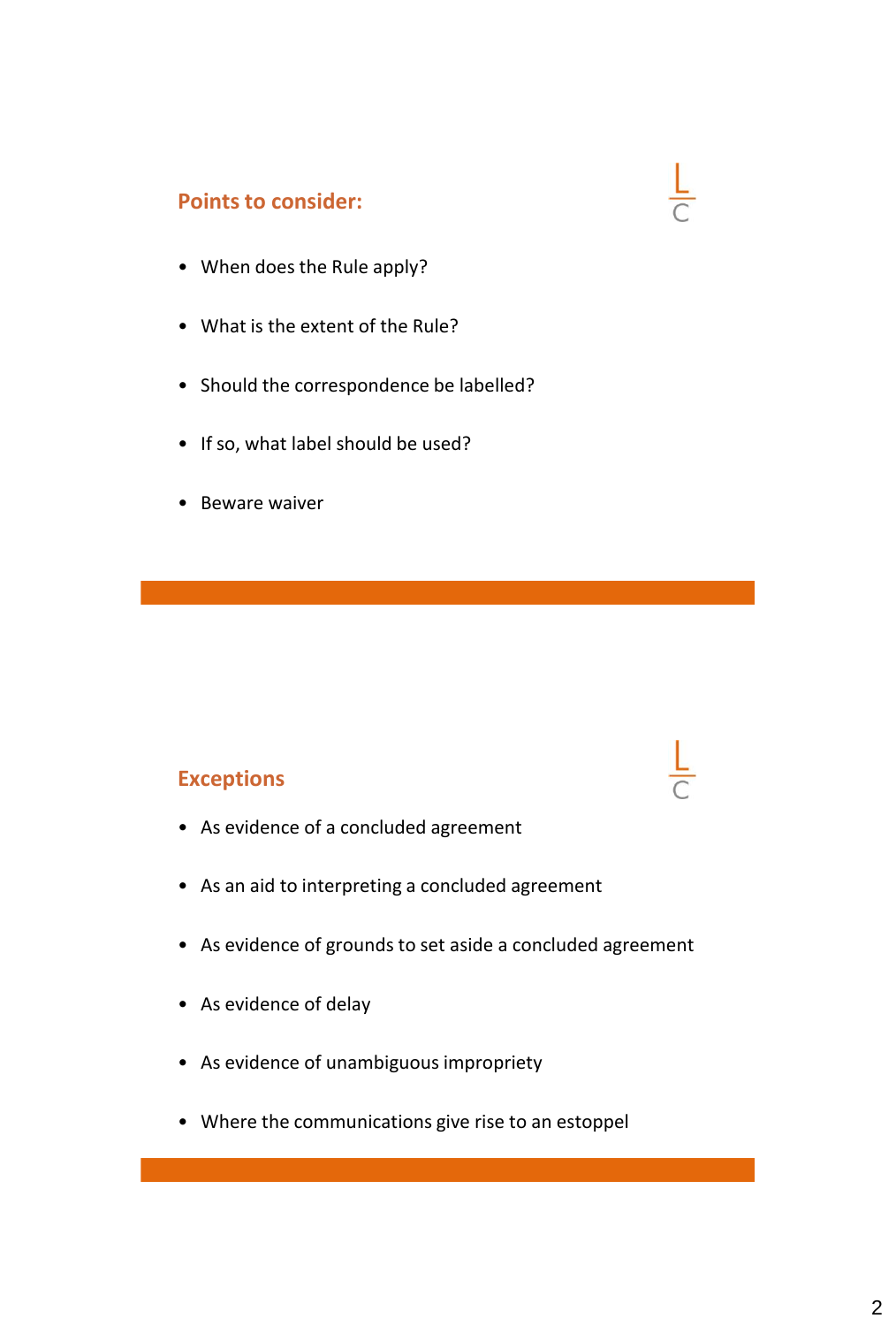## Points to consider:

- When does the Rule apply?
- What is the extent of the Rule?
- Should the correspondence be labelled?
- If so, what label should be used?
- Beware waiver

## Exceptions

- As evidence of a concluded agreement
- As an aid to interpreting a concluded agreement
- As evidence of grounds to set aside a concluded agreement
- As evidence of delay
- As evidence of unambiguous impropriety
- Where the communications give rise to an estoppel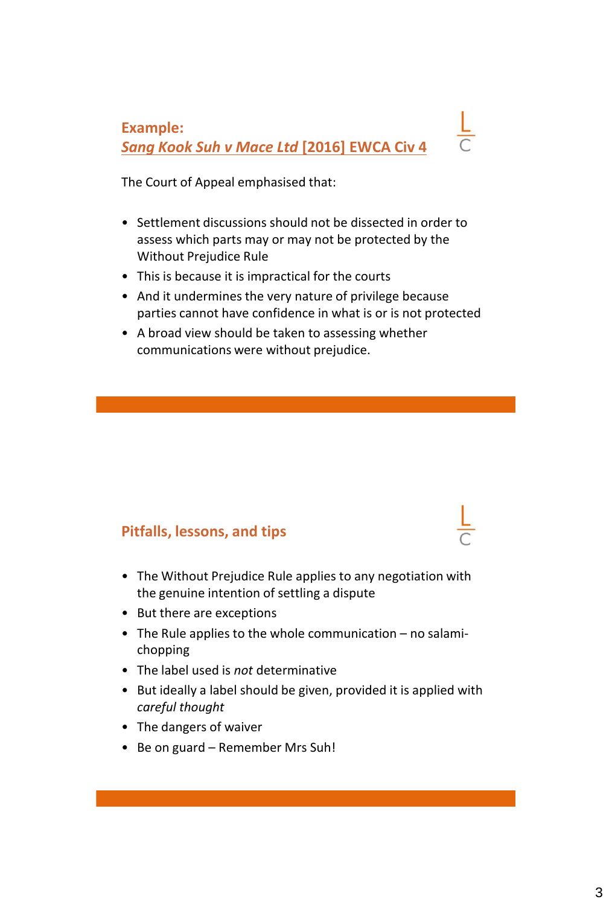## Example: *Sang Kook Suh v Mace Ltd* [2016] EWCA Civ 4

The Court of Appeal emphasised that:

- Settlement discussions should not be dissected in order to assess which parts may or may not be protected by the Without Prejudice Rule
- This is because it is impractical for the courts
- And it undermines the very nature of privilege because parties cannot have confidence in what is or is not protected
- A broad view should be taken to assessing whether communications were without prejudice.

## Pitfalls, lessons, and tips

- The Without Prejudice Rule applies to any negotiation with the genuine intention of settling a dispute
- But there are exceptions
- The Rule applies to the whole communication – no salami-chopping
- The label used is *not* determinative
- But ideally a label should be given, provided it is applied with *careful thought*
- The dangers of waiver
- Be on guard – Remember Mrs Suh!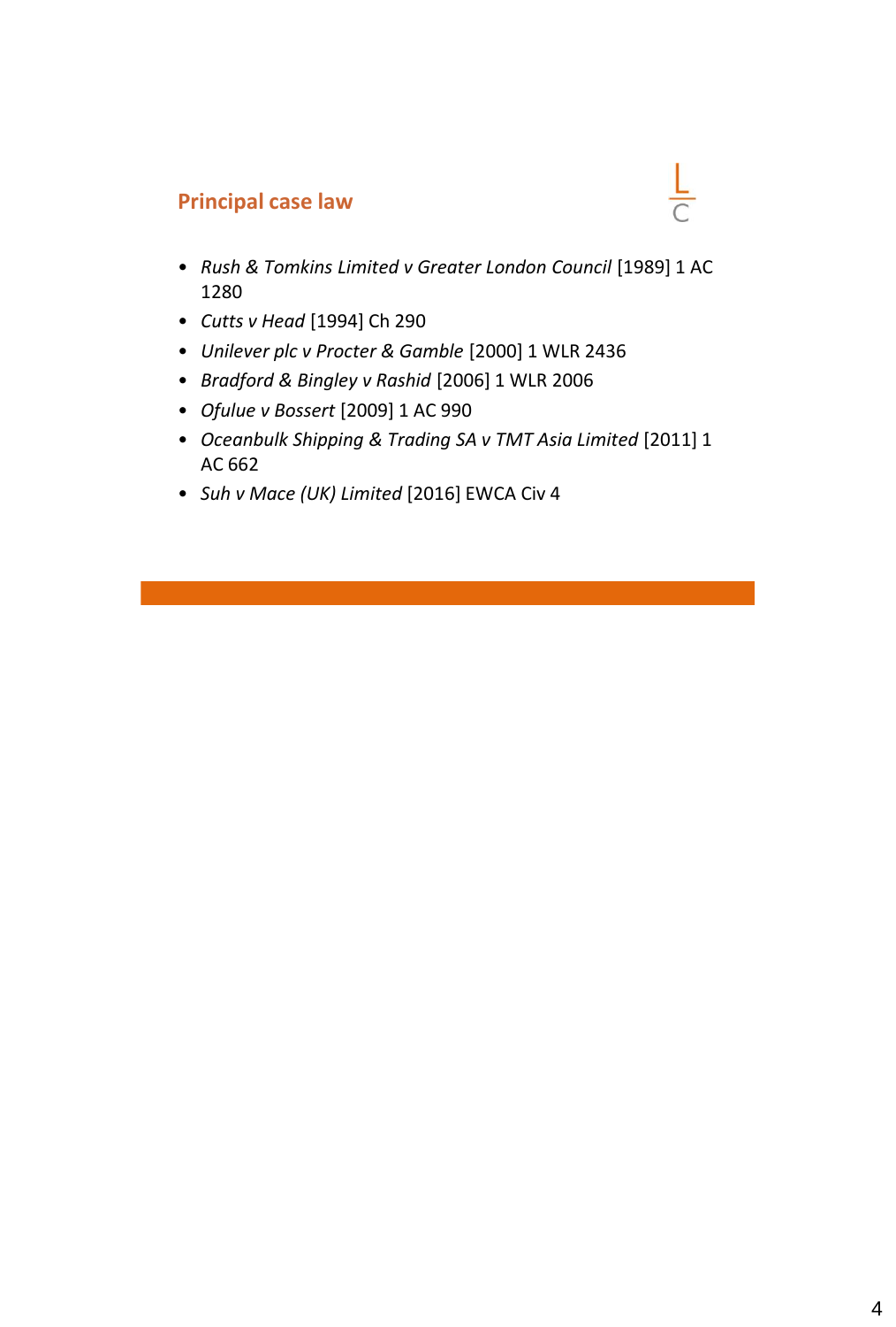## Principal case law

- *Rush & Tomkins Limited v Greater London Council* [1989] 1 AC 1280
- *Cutts v Head* [1994] Ch 290
- *Unilever plc v Procter & Gamble* [2000] 1 WLR 2436
- *Bradford & Bingley v Rashid* [2006] 1 WLR 2006
- *Ofulue v Bossert* [2009] 1 AC 990
- *Oceanbulk Shipping & Trading SA v TMT Asia Limited* [2011] 1 AC 662
- *Suh v Mace (UK) Limited* [2016] EWCA Civ 4